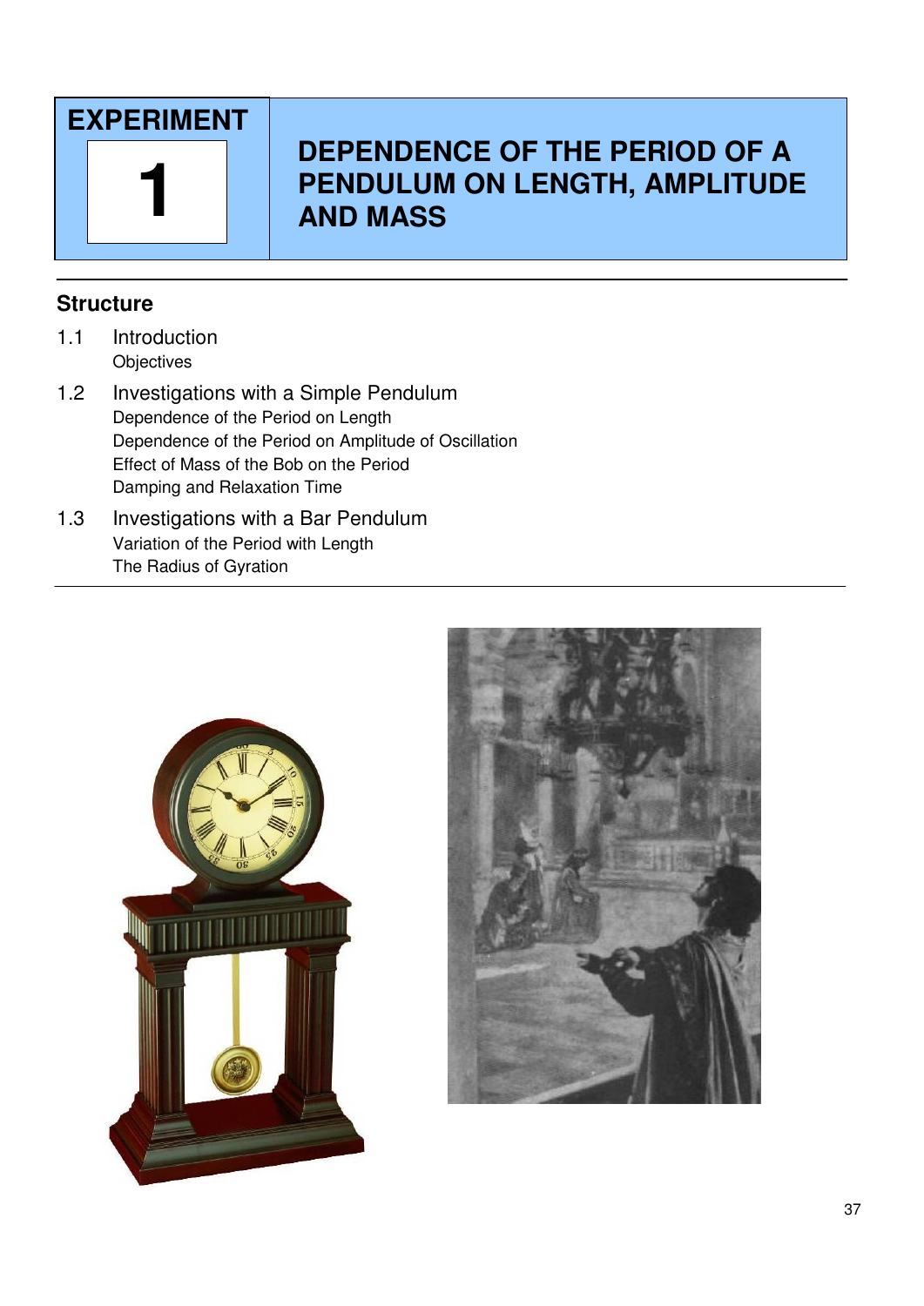# EXPERIMENT 1

# DEPENDENCE OF THE PERIOD OF A PENDULUM ON LENGTH, AMPLITUDE AND MASS

## Structure

1.1 Introduction
 Objectives

1.2 Investigations with a Simple Pendulum
 Dependence of the Period on Length
 Dependence of the Period on Amplitude of Oscillation
 Effect of Mass of the Bob on the Period
 Damping and Relaxation Time

1.3 Investigations with a Bar Pendulum
 Variation of the Period with Length
 The Radius of Gyration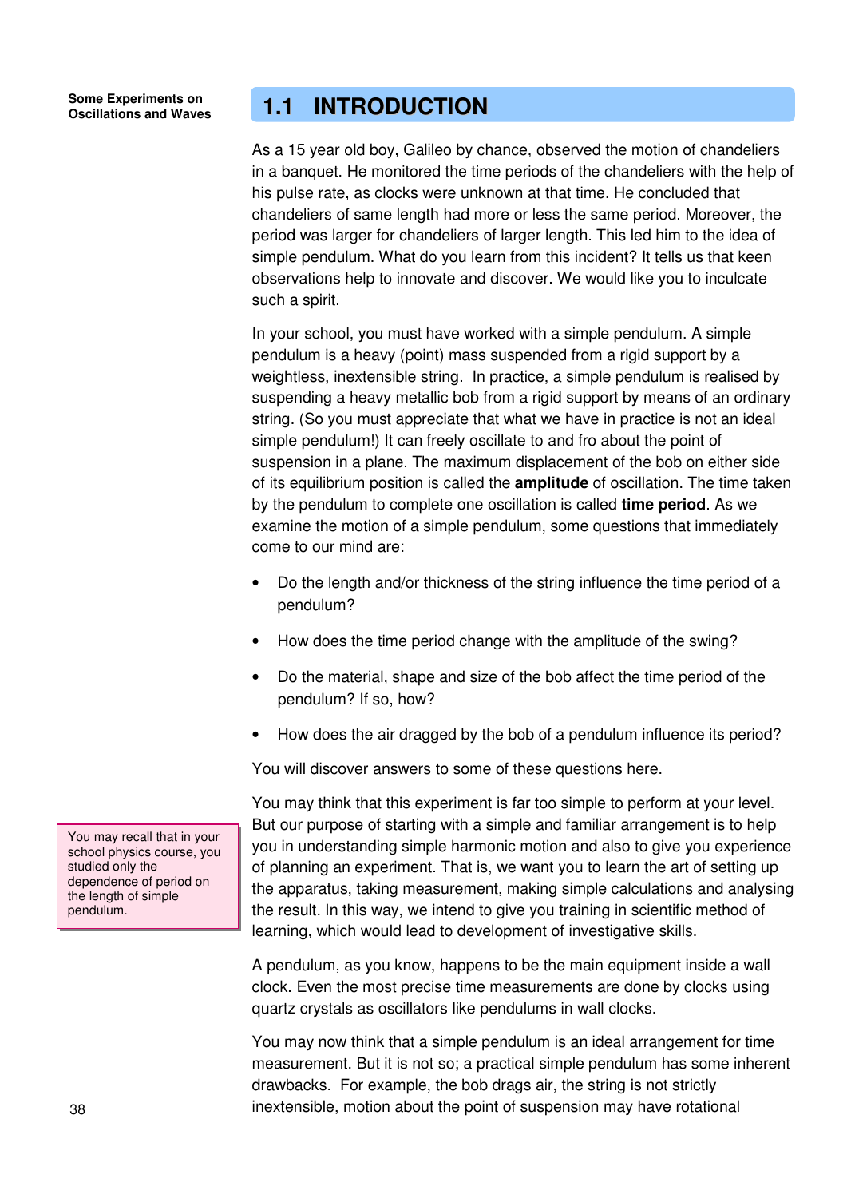## 1.1 INTRODUCTION

As a 15 year old boy, Galileo by chance, observed the motion of chandeliers in a banquet. He monitored the time periods of the chandeliers with the help of his pulse rate, as clocks were unknown at that time. He concluded that chandeliers of same length had more or less the same period. Moreover, the period was larger for chandeliers of larger length. This led him to the idea of simple pendulum. What do you learn from this incident? It tells us that keen observations help to innovate and discover. We would like you to inculcate such a spirit.

In your school, you must have worked with a simple pendulum. A simple pendulum is a heavy (point) mass suspended from a rigid support by a weightless, inextensible string. In practice, a simple pendulum is realised by suspending a heavy metallic bob from a rigid support by means of an ordinary string. (So you must appreciate that what we have in practice is not an ideal simple pendulum!) It can freely oscillate to and fro about the point of suspension in a plane. The maximum displacement of the bob on either side of its equilibrium position is called the **amplitude** of oscillation. The time taken by the pendulum to complete one oscillation is called **time period**. As we examine the motion of a simple pendulum, some questions that immediately come to our mind are:

- Do the length and/or thickness of the string influence the time period of a pendulum?
- How does the time period change with the amplitude of the swing?
- Do the material, shape and size of the bob affect the time period of the pendulum? If so, how?
- How does the air dragged by the bob of a pendulum influence its period?

You will discover answers to some of these questions here.

You may think that this experiment is far too simple to perform at your level. But our purpose of starting with a simple and familiar arrangement is to help you in understanding simple harmonic motion and also to give you experience of planning an experiment. That is, we want you to learn the art of setting up the apparatus, taking measurement, making simple calculations and analysing the result. In this way, we intend to give you training in scientific method of learning, which would lead to development of investigative skills.

> You may recall that in your school physics course, you studied only the dependence of period on the length of simple pendulum.

A pendulum, as you know, happens to be the main equipment inside a wall clock. Even the most precise time measurements are done by clocks using quartz crystals as oscillators like pendulums in wall clocks.

You may now think that a simple pendulum is an ideal arrangement for time measurement. But it is not so; a practical simple pendulum has some inherent drawbacks. For example, the bob drags air, the string is not strictly inextensible, motion about the point of suspension may have rotational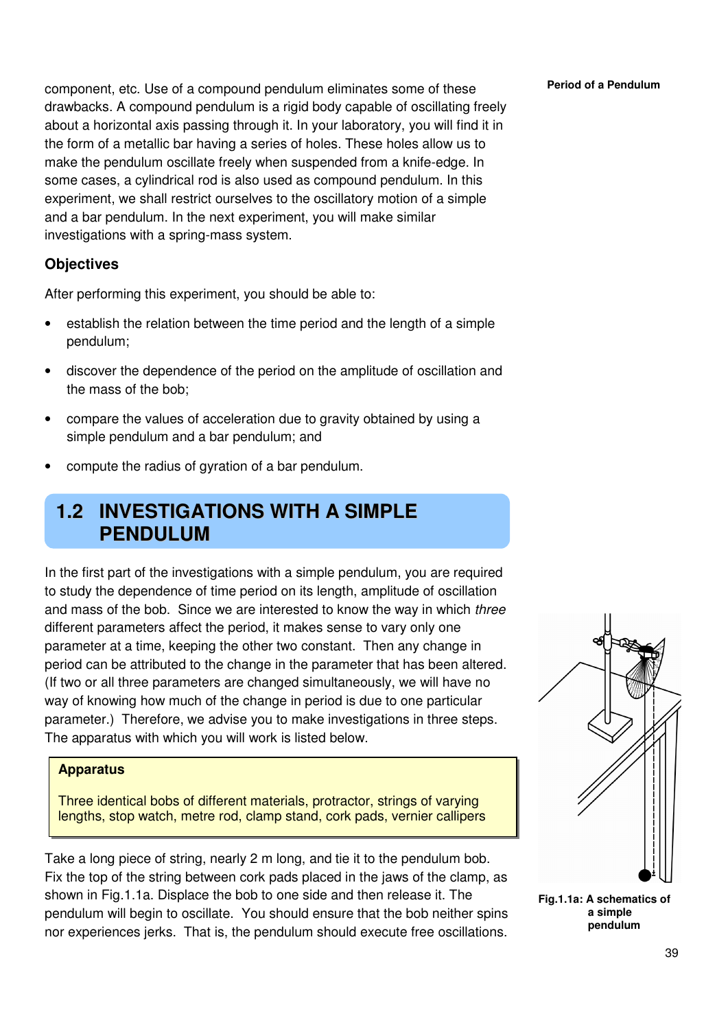component, etc. Use of a compound pendulum eliminates some of these drawbacks. A compound pendulum is a rigid body capable of oscillating freely about a horizontal axis passing through it. In your laboratory, you will find it in the form of a metallic bar having a series of holes. These holes allow us to make the pendulum oscillate freely when suspended from a knife-edge. In some cases, a cylindrical rod is also used as compound pendulum. In this experiment, we shall restrict ourselves to the oscillatory motion of a simple and a bar pendulum. In the next experiment, you will make similar investigations with a spring-mass system.

### Objectives

After performing this experiment, you should be able to:

- establish the relation between the time period and the length of a simple pendulum;
- discover the dependence of the period on the amplitude of oscillation and the mass of the bob;
- compare the values of acceleration due to gravity obtained by using a simple pendulum and a bar pendulum; and
- compute the radius of gyration of a bar pendulum.

## 1.2 INVESTIGATIONS WITH A SIMPLE PENDULUM

In the first part of the investigations with a simple pendulum, you are required to study the dependence of time period on its length, amplitude of oscillation and mass of the bob. Since we are interested to know the way in which *three* different parameters affect the period, it makes sense to vary only one parameter at a time, keeping the other two constant. Then any change in period can be attributed to the change in the parameter that has been altered. (If two or all three parameters are changed simultaneously, we will have no way of knowing how much of the change in period is due to one particular parameter.) Therefore, we advise you to make investigations in three steps. The apparatus with which you will work is listed below.

> **Apparatus**
>
> Three identical bobs of different materials, protractor, strings of varying lengths, stop watch, metre rod, clamp stand, cork pads, vernier callipers

Take a long piece of string, nearly 2 m long, and tie it to the pendulum bob. Fix the top of the string between cork pads placed in the jaws of the clamp, as shown in Fig.1.1a. Displace the bob to one side and then release it. The pendulum will begin to oscillate. You should ensure that the bob neither spins nor experiences jerks. That is, the pendulum should execute free oscillations.

**Fig.1.1a: A schematics of a simple pendulum**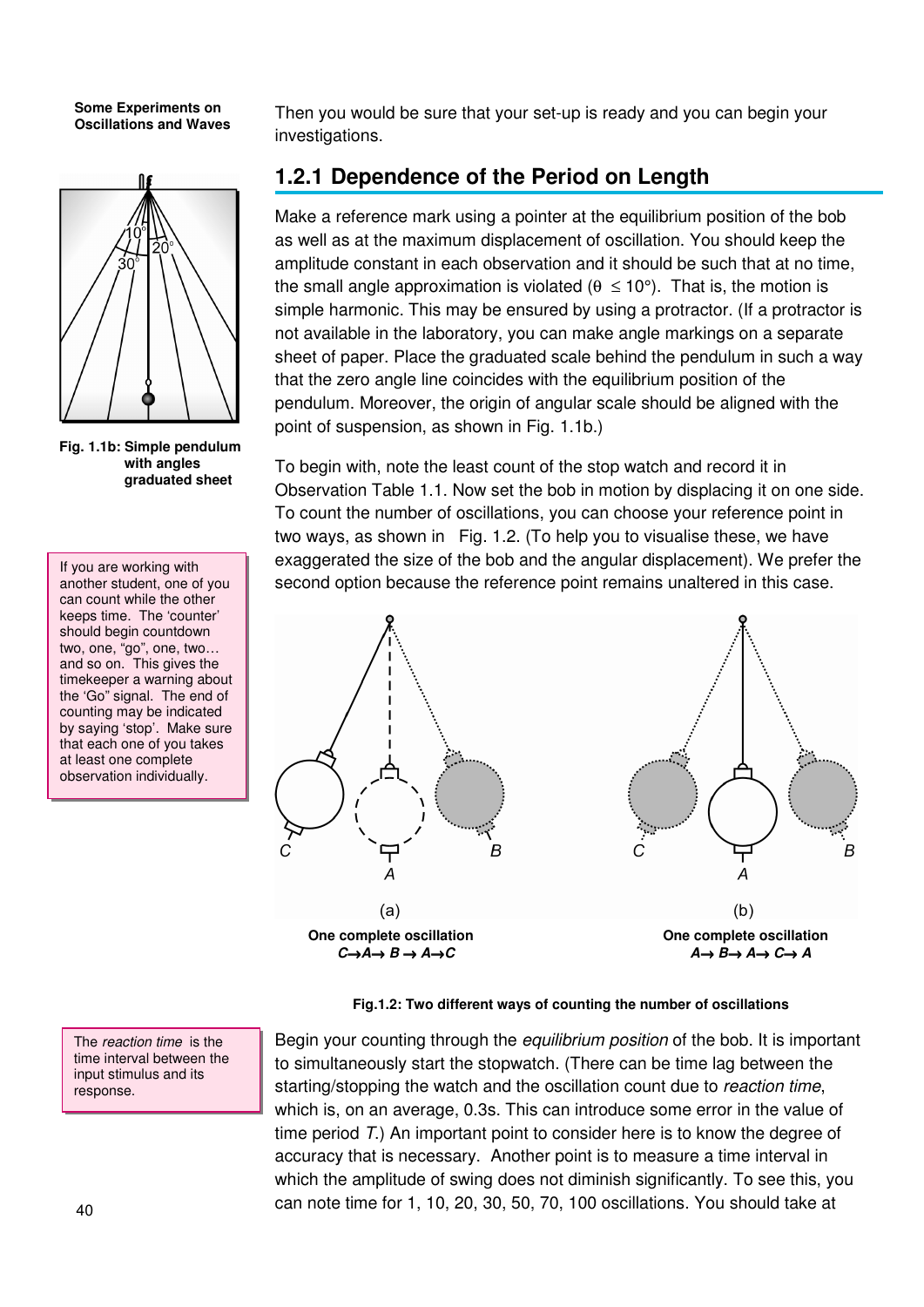Then you would be sure that your set-up is ready and you can begin your investigations.

## 1.2.1 Dependence of the Period on Length

Make a reference mark using a pointer at the equilibrium position of the bob as well as at the maximum displacement of oscillation. You should keep the amplitude constant in each observation and it should be such that at no time, the small angle approximation is violated ($\theta \leq 10°$). That is, the motion is simple harmonic. This may be ensured by using a protractor. (If a protractor is not available in the laboratory, you can make angle markings on a separate sheet of paper. Place the graduated scale behind the pendulum in such a way that the zero angle line coincides with the equilibrium position of the pendulum. Moreover, the origin of angular scale should be aligned with the point of suspension, as shown in Fig. 1.1b.)

**Fig. 1.1b: Simple pendulum with angles graduated sheet**

To begin with, note the least count of the stop watch and record it in Observation Table 1.1. Now set the bob in motion by displacing it on one side. To count the number of oscillations, you can choose your reference point in two ways, as shown in Fig. 1.2. (To help you to visualise these, we have exaggerated the size of the bob and the angular displacement). We prefer the second option because the reference point remains unaltered in this case.

> If you are working with another student, one of you can count while the other keeps time. The 'counter' should begin countdown two, one, "go", one, two… and so on. This gives the timekeeper a warning about the 'Go" signal. The end of counting may be indicated by saying 'stop'. Make sure that each one of you takes at least one complete observation individually.

(a) **One complete oscillation** ***C→A→ B → A→C***

(b) **One complete oscillation** ***A→ B→ A→ C→ A***

**Fig.1.2: Two different ways of counting the number of oscillations**

> The *reaction time* is the time interval between the input stimulus and its response.

Begin your counting through the *equilibrium position* of the bob. It is important to simultaneously start the stopwatch. (There can be time lag between the starting/stopping the watch and the oscillation count due to *reaction time*, which is, on an average, 0.3s. This can introduce some error in the value of time period *T*.) An important point to consider here is to know the degree of accuracy that is necessary. Another point is to measure a time interval in which the amplitude of swing does not diminish significantly. To see this, you can note time for 1, 10, 20, 30, 50, 70, 100 oscillations. You should take at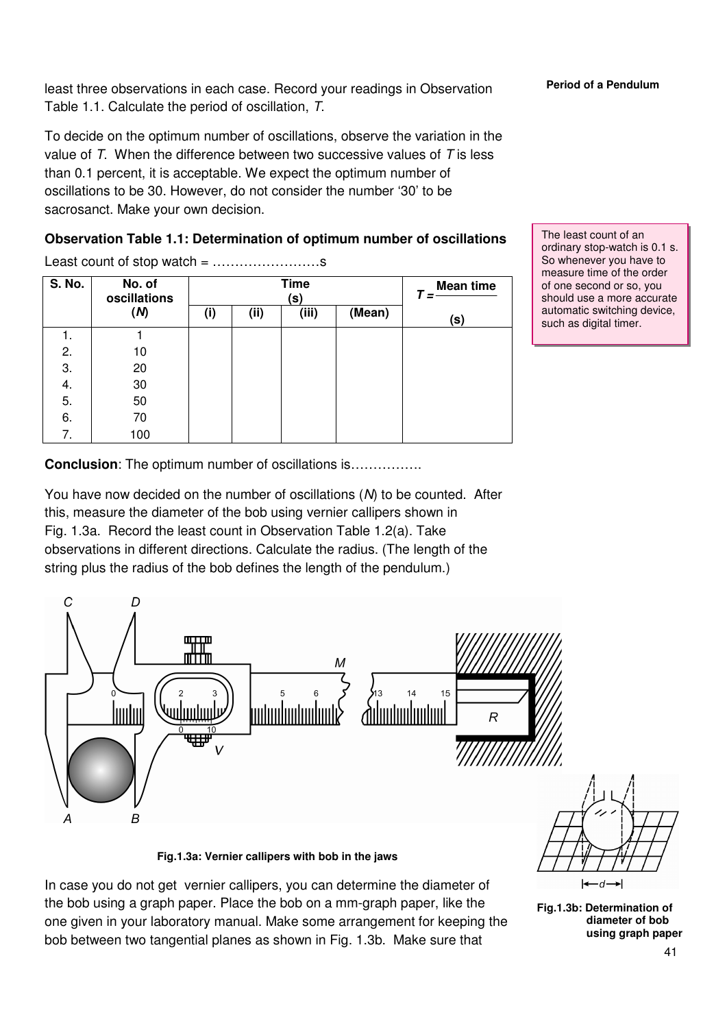least three observations in each case. Record your readings in Observation Table 1.1. Calculate the period of oscillation, *T*.

To decide on the optimum number of oscillations, observe the variation in the value of *T*. When the difference between two successive values of *T* is less than 0.1 percent, it is acceptable. We expect the optimum number of oscillations to be 30. However, do not consider the number '30' to be sacrosanct. Make your own decision.

> The least count of an ordinary stop-watch is 0.1 s. So whenever you have to measure time of the order of one second or so, you should use a more accurate automatic switching device, such as digital timer.

**Observation Table 1.1: Determination of optimum number of oscillations**

Least count of stop watch = ……………………s

| S. No. | No. of oscillations (*N*) | Time (s) | | | | $T = \frac{\text{Mean time}}{}$ (s) |
|---|---|---|---|---|---|---|
| | | (i) | (ii) | (iii) | (Mean) | |
| 1. | 1 | | | | | |
| 2. | 10 | | | | | |
| 3. | 20 | | | | | |
| 4. | 30 | | | | | |
| 5. | 50 | | | | | |
| 6. | 70 | | | | | |
| 7. | 100 | | | | | |

**Conclusion**: The optimum number of oscillations is…………….

You have now decided on the number of oscillations (*N*) to be counted. After this, measure the diameter of the bob using vernier callipers shown in Fig. 1.3a. Record the least count in Observation Table 1.2(a). Take observations in different directions. Calculate the radius. (The length of the string plus the radius of the bob defines the length of the pendulum.)

**Fig.1.3a: Vernier callipers with bob in the jaws**

In case you do not get vernier callipers, you can determine the diameter of the bob using a graph paper. Place the bob on a mm-graph paper, like the one given in your laboratory manual. Make some arrangement for keeping the bob between two tangential planes as shown in Fig. 1.3b. Make sure that

**Fig.1.3b: Determination of diameter of bob using graph paper**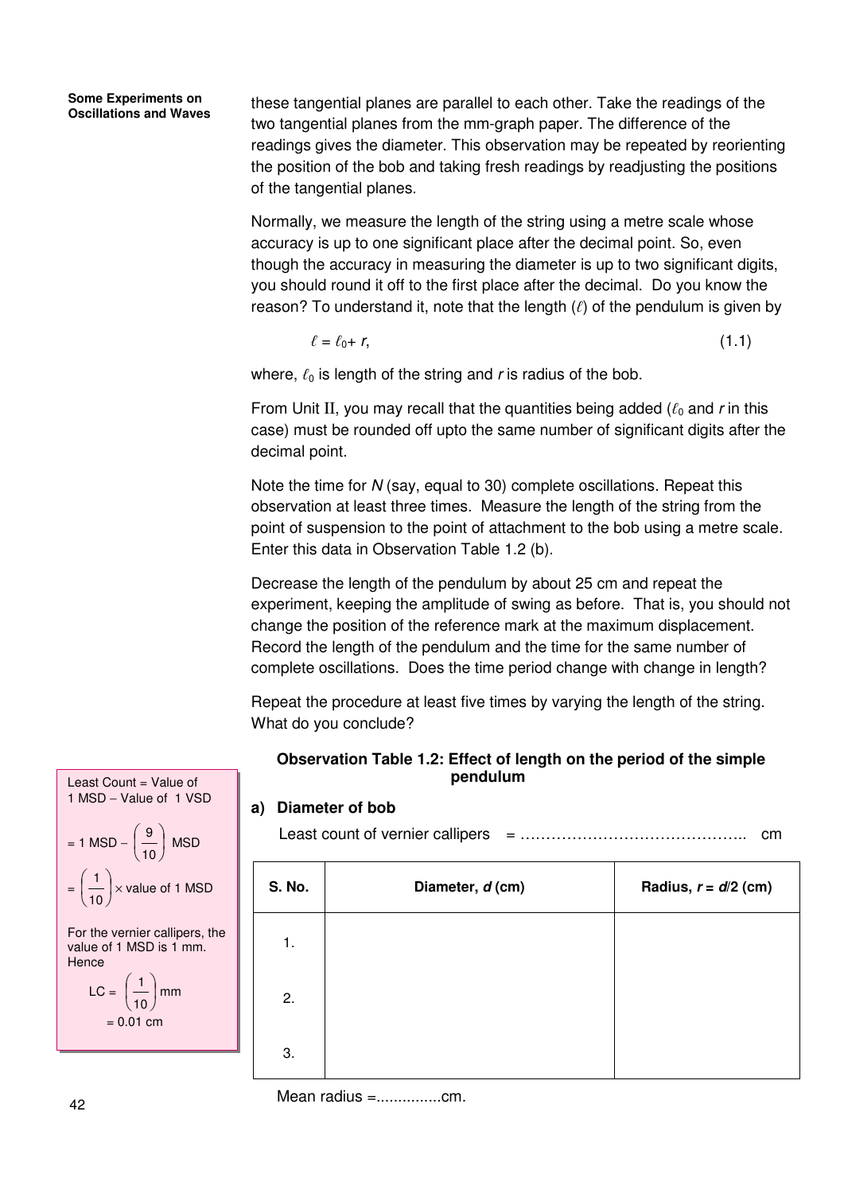these tangential planes are parallel to each other. Take the readings of the two tangential planes from the mm-graph paper. The difference of the readings gives the diameter. This observation may be repeated by reorienting the position of the bob and taking fresh readings by readjusting the positions of the tangential planes.

Normally, we measure the length of the string using a metre scale whose accuracy is up to one significant place after the decimal point. So, even though the accuracy in measuring the diameter is up to two significant digits, you should round it off to the first place after the decimal. Do you know the reason? To understand it, note that the length ($\ell$) of the pendulum is given by

$$\ell = \ell_0 + r, \tag{1.1}$$

where, $\ell_0$ is length of the string and $r$ is radius of the bob.

From Unit II, you may recall that the quantities being added ($\ell_0$ and $r$ in this case) must be rounded off upto the same number of significant digits after the decimal point.

Note the time for $N$ (say, equal to 30) complete oscillations. Repeat this observation at least three times. Measure the length of the string from the point of suspension to the point of attachment to the bob using a metre scale. Enter this data in Observation Table 1.2 (b).

Decrease the length of the pendulum by about 25 cm and repeat the experiment, keeping the amplitude of swing as before. That is, you should not change the position of the reference mark at the maximum displacement. Record the length of the pendulum and the time for the same number of complete oscillations. Does the time period change with change in length?

Repeat the procedure at least five times by varying the length of the string. What do you conclude?

> Least Count = Value of 1 MSD – Value of 1 VSD
>
> $= 1 \text{ MSD} - \left(\frac{9}{10}\right) \text{ MSD}$
>
> $= \left(\frac{1}{10}\right) \times \text{value of 1 MSD}$
>
> For the vernier callipers, the value of 1 MSD is 1 mm. Hence
>
> $\text{LC} = \left(\frac{1}{10}\right) \text{mm}$
>
> $= 0.01 \text{ cm}$

**Observation Table 1.2: Effect of length on the period of the simple pendulum**

**a) Diameter of bob**

Least count of vernier callipers = …………………………………….. cm

| S. No. | Diameter, $d$ (cm) | Radius, $r = d/2$ (cm) |
|---|---|---|
| 1. | | |
| 2. | | |
| 3. | | |

Mean radius =...............cm.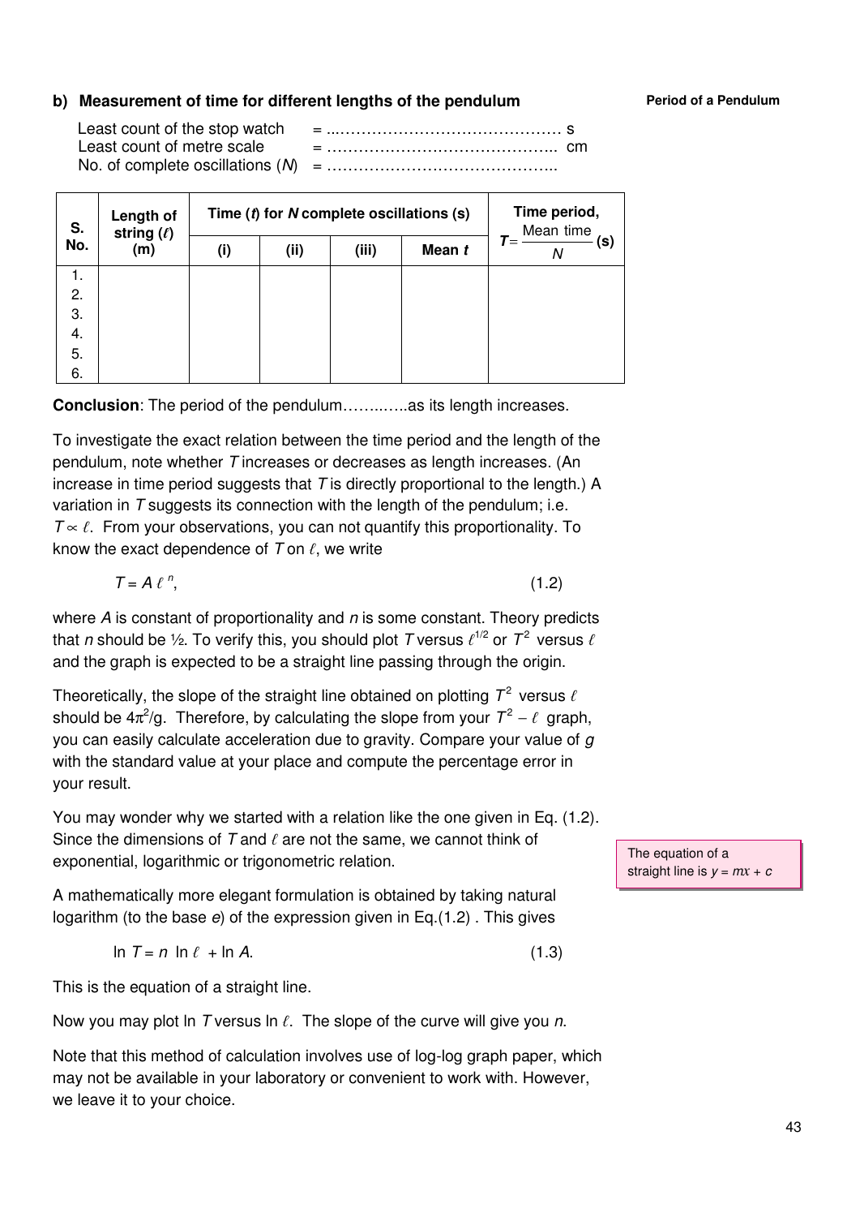### b) Measurement of time for different lengths of the pendulum

**Period of a Pendulum**

Least count of the stop watch = ...…………………………………… s
Least count of metre scale = …………………………………….. cm
No. of complete oscillations ($N$) = ……………………………………..

| S. No. | Length of string ($\ell$) (m) | Time ($t$) for $N$ complete oscillations (s) | | | | Time period, $T = \frac{\text{Mean time}}{N}$ (s) |
|---|---|---|---|---|---|---|
| | | (i) | (ii) | (iii) | Mean $t$ | |
| 1. | | | | | | |
| 2. | | | | | | |
| 3. | | | | | | |
| 4. | | | | | | |
| 5. | | | | | | |
| 6. | | | | | | |

**Conclusion**: The period of the pendulum……..…..as its length increases.

To investigate the exact relation between the time period and the length of the pendulum, note whether $T$ increases or decreases as length increases. (An increase in time period suggests that $T$ is directly proportional to the length.) A variation in $T$ suggests its connection with the length of the pendulum; i.e. $T \propto \ell$. From your observations, you can not quantify this proportionality. To know the exact dependence of $T$ on $\ell$, we write

$$T = A\,\ell^{\,n}, \qquad (1.2)$$

where $A$ is constant of proportionality and $n$ is some constant. Theory predicts that $n$ should be ½. To verify this, you should plot $T$ versus $\ell^{1/2}$ or $T^2$ versus $\ell$ and the graph is expected to be a straight line passing through the origin.

Theoretically, the slope of the straight line obtained on plotting $T^2$ versus $\ell$ should be $4\pi^2/g$. Therefore, by calculating the slope from your $T^2 - \ell$ graph, you can easily calculate acceleration due to gravity. Compare your value of $g$ with the standard value at your place and compute the percentage error in your result.

You may wonder why we started with a relation like the one given in Eq. (1.2). Since the dimensions of $T$ and $\ell$ are not the same, we cannot think of exponential, logarithmic or trigonometric relation.

The equation of a straight line is $y = mx + c$

A mathematically more elegant formulation is obtained by taking natural logarithm (to the base $e$) of the expression given in Eq.(1.2) . This gives

$$\ln T = n\,\ln \ell + \ln A. \qquad (1.3)$$

This is the equation of a straight line.

Now you may plot $\ln T$ versus $\ln \ell$. The slope of the curve will give you $n$.

Note that this method of calculation involves use of log-log graph paper, which may not be available in your laboratory or convenient to work with. However, we leave it to your choice.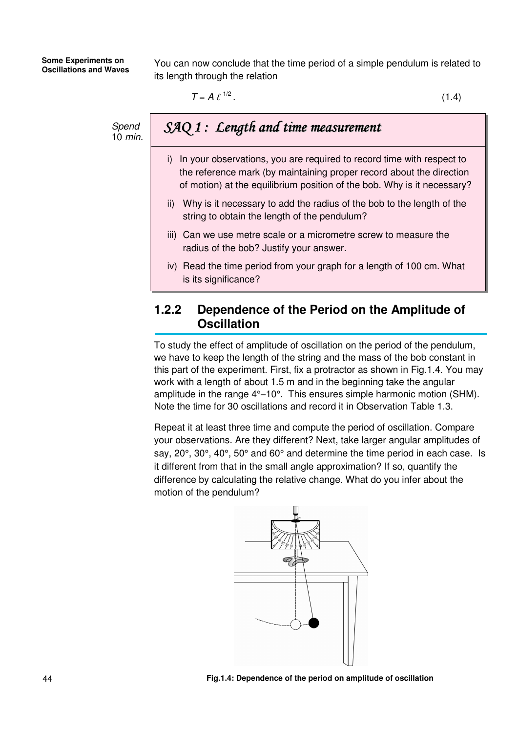You can now conclude that the time period of a simple pendulum is related to its length through the relation

$$T = A\,\ell^{1/2}. \tag{1.4}$$

*Spend 10 min.*

> ***SAQ 1 : Length and time measurement***
>
> i) In your observations, you are required to record time with respect to the reference mark (by maintaining proper record about the direction of motion) at the equilibrium position of the bob. Why is it necessary?
>
> ii) Why is it necessary to add the radius of the bob to the length of the string to obtain the length of the pendulum?
>
> iii) Can we use metre scale or a micrometre screw to measure the radius of the bob? Justify your answer.
>
> iv) Read the time period from your graph for a length of 100 cm. What is its significance?

## 1.2.2 Dependence of the Period on the Amplitude of Oscillation

To study the effect of amplitude of oscillation on the period of the pendulum, we have to keep the length of the string and the mass of the bob constant in this part of the experiment. First, fix a protractor as shown in Fig.1.4. You may work with a length of about 1.5 m and in the beginning take the angular amplitude in the range 4°–10°. This ensures simple harmonic motion (SHM). Note the time for 30 oscillations and record it in Observation Table 1.3.

Repeat it at least three time and compute the period of oscillation. Compare your observations. Are they different? Next, take larger angular amplitudes of say, 20°, 30°, 40°, 50° and 60° and determine the time period in each case. Is it different from that in the small angle approximation? If so, quantify the difference by calculating the relative change. What do you infer about the motion of the pendulum?

**Fig.1.4: Dependence of the period on amplitude of oscillation**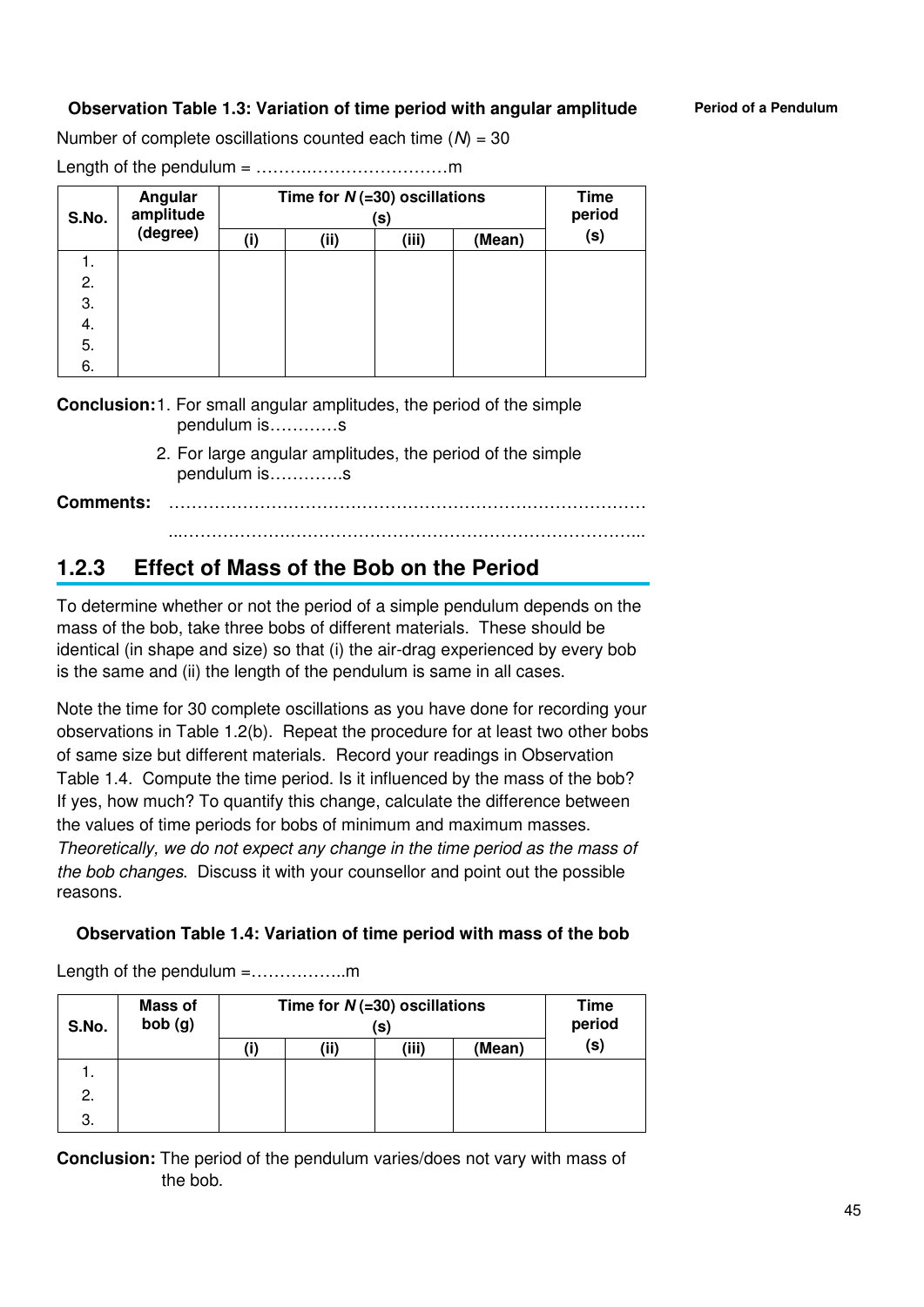**Observation Table 1.3: Variation of time period with angular amplitude**

Number of complete oscillations counted each time ($N$) = 30

Length of the pendulum = ……………………………m

| S.No. | Angular amplitude (degree) | Time for $N$ (=30) oscillations (s) | | | | Time period (s) |
|---|---|---|---|---|---|---|
| | | (i) | (ii) | (iii) | (Mean) | |
| 1. | | | | | | |
| 2. | | | | | | |
| 3. | | | | | | |
| 4. | | | | | | |
| 5. | | | | | | |
| 6. | | | | | | |

**Conclusion:** 1. For small angular amplitudes, the period of the simple pendulum is…………s

2. For large angular amplitudes, the period of the simple pendulum is………….s

**Comments:** ……………………………………………………………………………

…………………………………………………………………………….

## 1.2.3 Effect of Mass of the Bob on the Period

To determine whether or not the period of a simple pendulum depends on the mass of the bob, take three bobs of different materials. These should be identical (in shape and size) so that (i) the air-drag experienced by every bob is the same and (ii) the length of the pendulum is same in all cases.

Note the time for 30 complete oscillations as you have done for recording your observations in Table 1.2(b). Repeat the procedure for at least two other bobs of same size but different materials. Record your readings in Observation Table 1.4. Compute the time period. Is it influenced by the mass of the bob? If yes, how much? To quantify this change, calculate the difference between the values of time periods for bobs of minimum and maximum masses. *Theoretically, we do not expect any change in the time period as the mass of the bob changes*. Discuss it with your counsellor and point out the possible reasons.

**Observation Table 1.4: Variation of time period with mass of the bob**

Length of the pendulum =……………..m

| S.No. | Mass of bob (g) | Time for $N$ (=30) oscillations (s) | | | | Time period (s) |
|---|---|---|---|---|---|---|
| | | (i) | (ii) | (iii) | (Mean) | |
| 1. | | | | | | |
| 2. | | | | | | |
| 3. | | | | | | |

**Conclusion:** The period of the pendulum varies/does not vary with mass of the bob.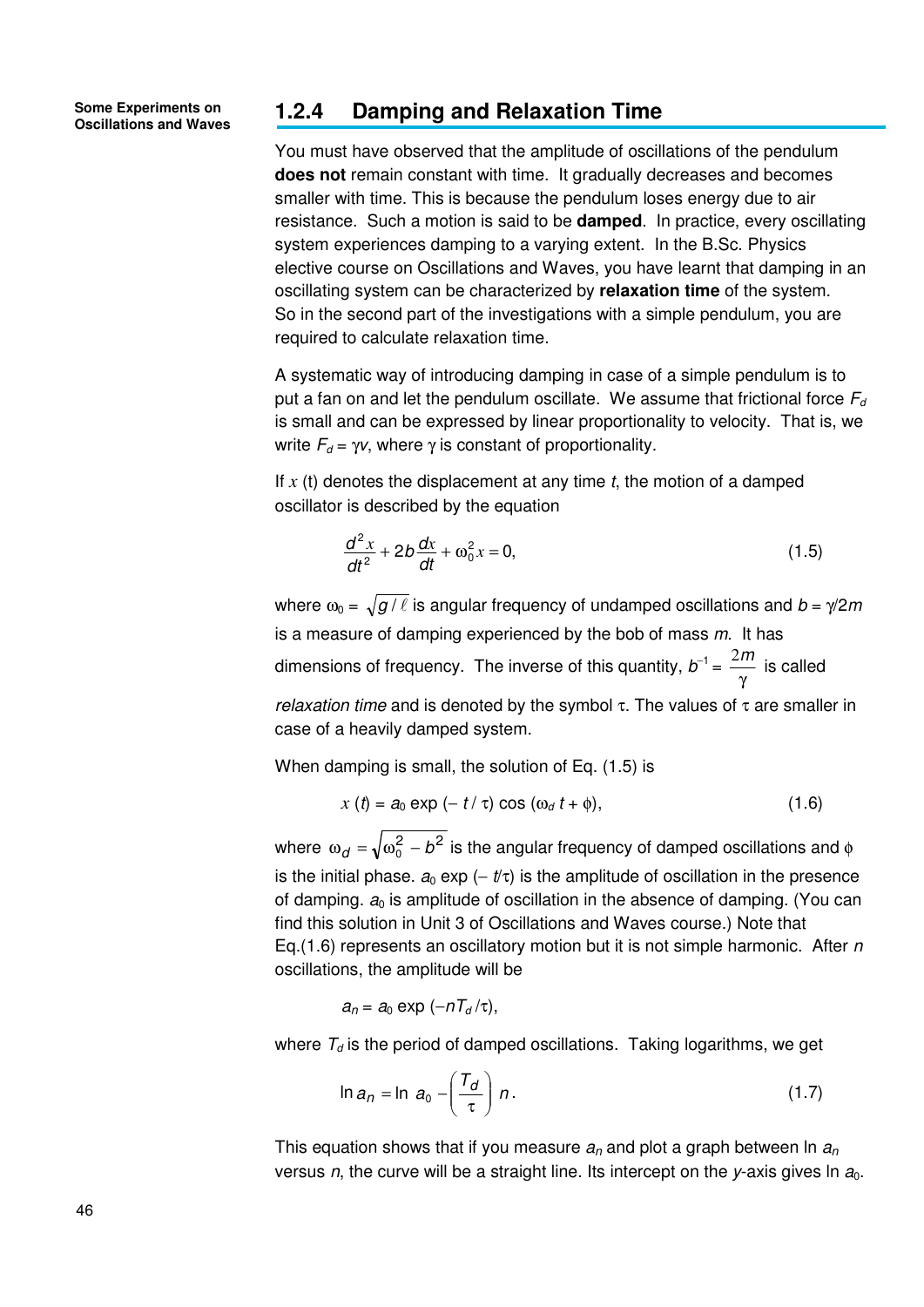### 1.2.4 Damping and Relaxation Time

You must have observed that the amplitude of oscillations of the pendulum **does not** remain constant with time. It gradually decreases and becomes smaller with time. This is because the pendulum loses energy due to air resistance. Such a motion is said to be **damped**. In practice, every oscillating system experiences damping to a varying extent. In the B.Sc. Physics elective course on Oscillations and Waves, you have learnt that damping in an oscillating system can be characterized by **relaxation time** of the system. So in the second part of the investigations with a simple pendulum, you are required to calculate relaxation time.

A systematic way of introducing damping in case of a simple pendulum is to put a fan on and let the pendulum oscillate. We assume that frictional force $F_d$ is small and can be expressed by linear proportionality to velocity. That is, we write $F_d = \gamma v$, where $\gamma$ is constant of proportionality.

If $x$ (t) denotes the displacement at any time $t$, the motion of a damped oscillator is described by the equation

$$\frac{d^2 x}{dt^2} + 2b\frac{dx}{dt} + \omega_0^2 x = 0, \tag{1.5}$$

where $\omega_0 = \sqrt{g/\ell}$ is angular frequency of undamped oscillations and $b = \gamma/2m$ is a measure of damping experienced by the bob of mass $m$. It has dimensions of frequency. The inverse of this quantity, $b^{-1} = \dfrac{2m}{\gamma}$ is called *relaxation time* and is denoted by the symbol $\tau$. The values of $\tau$ are smaller in case of a heavily damped system.

When damping is small, the solution of Eq. (1.5) is

$$x(t) = a_0 \exp(-t/\tau)\cos(\omega_d t + \phi), \tag{1.6}$$

where $\omega_d = \sqrt{\omega_0^2 - b^2}$ is the angular frequency of damped oscillations and $\phi$ is the initial phase. $a_0 \exp(-t/\tau)$ is the amplitude of oscillation in the presence of damping. $a_0$ is amplitude of oscillation in the absence of damping. (You can find this solution in Unit 3 of Oscillations and Waves course.) Note that Eq.(1.6) represents an oscillatory motion but it is not simple harmonic. After $n$ oscillations, the amplitude will be

$$a_n = a_0 \exp(-nT_d/\tau),$$

where $T_d$ is the period of damped oscillations. Taking logarithms, we get

$$\ln a_n = \ln a_0 - \left(\frac{T_d}{\tau}\right) n. \tag{1.7}$$

This equation shows that if you measure $a_n$ and plot a graph between $\ln a_n$ versus $n$, the curve will be a straight line. Its intercept on the $y$-axis gives $\ln a_0$.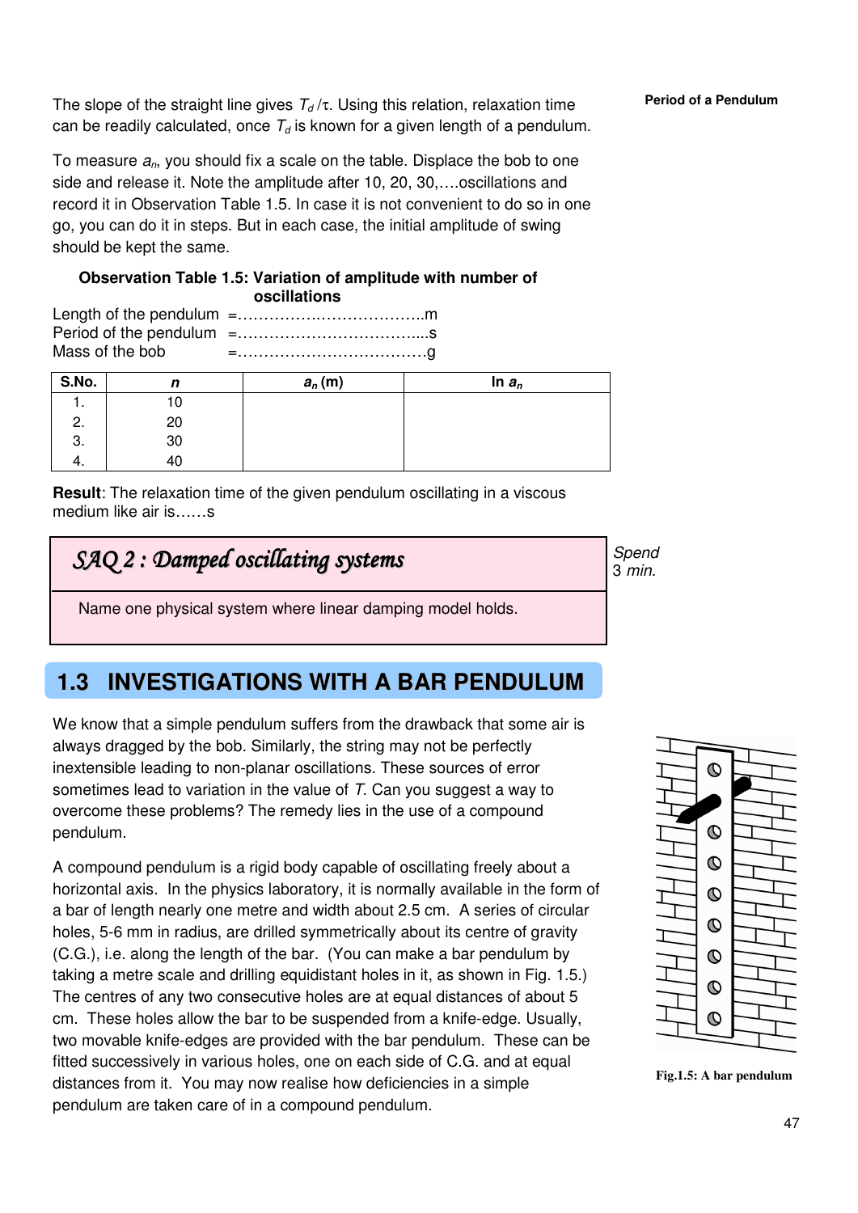The slope of the straight line gives $T_d/\tau$. Using this relation, relaxation time can be readily calculated, once $T_d$ is known for a given length of a pendulum.

To measure $a_n$, you should fix a scale on the table. Displace the bob to one side and release it. Note the amplitude after 10, 20, 30,….oscillations and record it in Observation Table 1.5. In case it is not convenient to do so in one go, you can do it in steps. But in each case, the initial amplitude of swing should be kept the same.

**Observation Table 1.5: Variation of amplitude with number of oscillations**

Length of the pendulum =……………..………………..m
Period of the pendulum =……………………………....s
Mass of the bob =………………………………g

| S.No. | $n$ | $a_n$ (m) | ln $a_n$ |
|---|---|---|---|
| 1. | 10 | | |
| 2. | 20 | | |
| 3. | 30 | | |
| 4. | 40 | | |

**Result**: The relaxation time of the given pendulum oscillating in a viscous medium like air is……s

> ***SAQ 2 : Damped oscillating systems***
>
> *Spend 3 min.*
>
> Name one physical system where linear damping model holds.

## 1.3 INVESTIGATIONS WITH A BAR PENDULUM

We know that a simple pendulum suffers from the drawback that some air is always dragged by the bob. Similarly, the string may not be perfectly inextensible leading to non-planar oscillations. These sources of error sometimes lead to variation in the value of $T$. Can you suggest a way to overcome these problems? The remedy lies in the use of a compound pendulum.

A compound pendulum is a rigid body capable of oscillating freely about a horizontal axis. In the physics laboratory, it is normally available in the form of a bar of length nearly one metre and width about 2.5 cm. A series of circular holes, 5-6 mm in radius, are drilled symmetrically about its centre of gravity (C.G.), i.e. along the length of the bar. (You can make a bar pendulum by taking a metre scale and drilling equidistant holes in it, as shown in Fig. 1.5.) The centres of any two consecutive holes are at equal distances of about 5 cm. These holes allow the bar to be suspended from a knife-edge. Usually, two movable knife-edges are provided with the bar pendulum. These can be fitted successively in various holes, one on each side of C.G. and at equal distances from it. You may now realise how deficiencies in a simple pendulum are taken care of in a compound pendulum.

**Fig.1.5: A bar pendulum**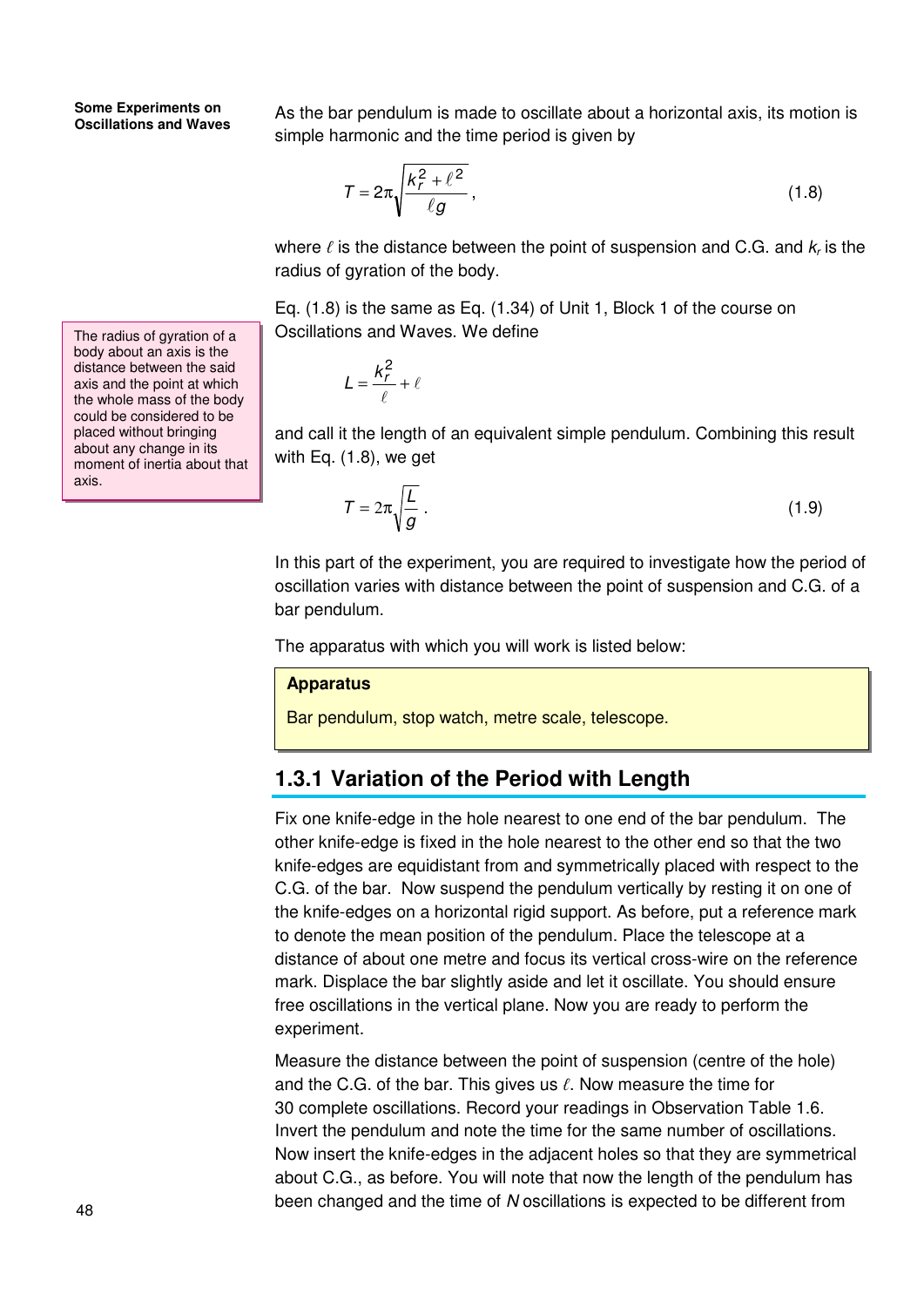As the bar pendulum is made to oscillate about a horizontal axis, its motion is simple harmonic and the time period is given by

$$T = 2\pi\sqrt{\frac{k_r^2 + \ell^2}{\ell g}}, \tag{1.8}$$

where $\ell$ is the distance between the point of suspension and C.G. and $k_r$ is the radius of gyration of the body.

The radius of gyration of a body about an axis is the distance between the said axis and the point at which the whole mass of the body could be considered to be placed without bringing about any change in its moment of inertia about that axis.

Eq. (1.8) is the same as Eq. (1.34) of Unit 1, Block 1 of the course on Oscillations and Waves. We define

$$L = \frac{k_r^2}{\ell} + \ell$$

and call it the length of an equivalent simple pendulum. Combining this result with Eq. (1.8), we get

$$T = 2\pi\sqrt{\frac{L}{g}}. \tag{1.9}$$

In this part of the experiment, you are required to investigate how the period of oscillation varies with distance between the point of suspension and C.G. of a bar pendulum.

The apparatus with which you will work is listed below:

**Apparatus**

Bar pendulum, stop watch, metre scale, telescope.

## 1.3.1 Variation of the Period with Length

Fix one knife-edge in the hole nearest to one end of the bar pendulum. The other knife-edge is fixed in the hole nearest to the other end so that the two knife-edges are equidistant from and symmetrically placed with respect to the C.G. of the bar. Now suspend the pendulum vertically by resting it on one of the knife-edges on a horizontal rigid support. As before, put a reference mark to denote the mean position of the pendulum. Place the telescope at a distance of about one metre and focus its vertical cross-wire on the reference mark. Displace the bar slightly aside and let it oscillate. You should ensure free oscillations in the vertical plane. Now you are ready to perform the experiment.

Measure the distance between the point of suspension (centre of the hole) and the C.G. of the bar. This gives us $\ell$. Now measure the time for 30 complete oscillations. Record your readings in Observation Table 1.6. Invert the pendulum and note the time for the same number of oscillations. Now insert the knife-edges in the adjacent holes so that they are symmetrical about C.G., as before. You will note that now the length of the pendulum has been changed and the time of *N* oscillations is expected to be different from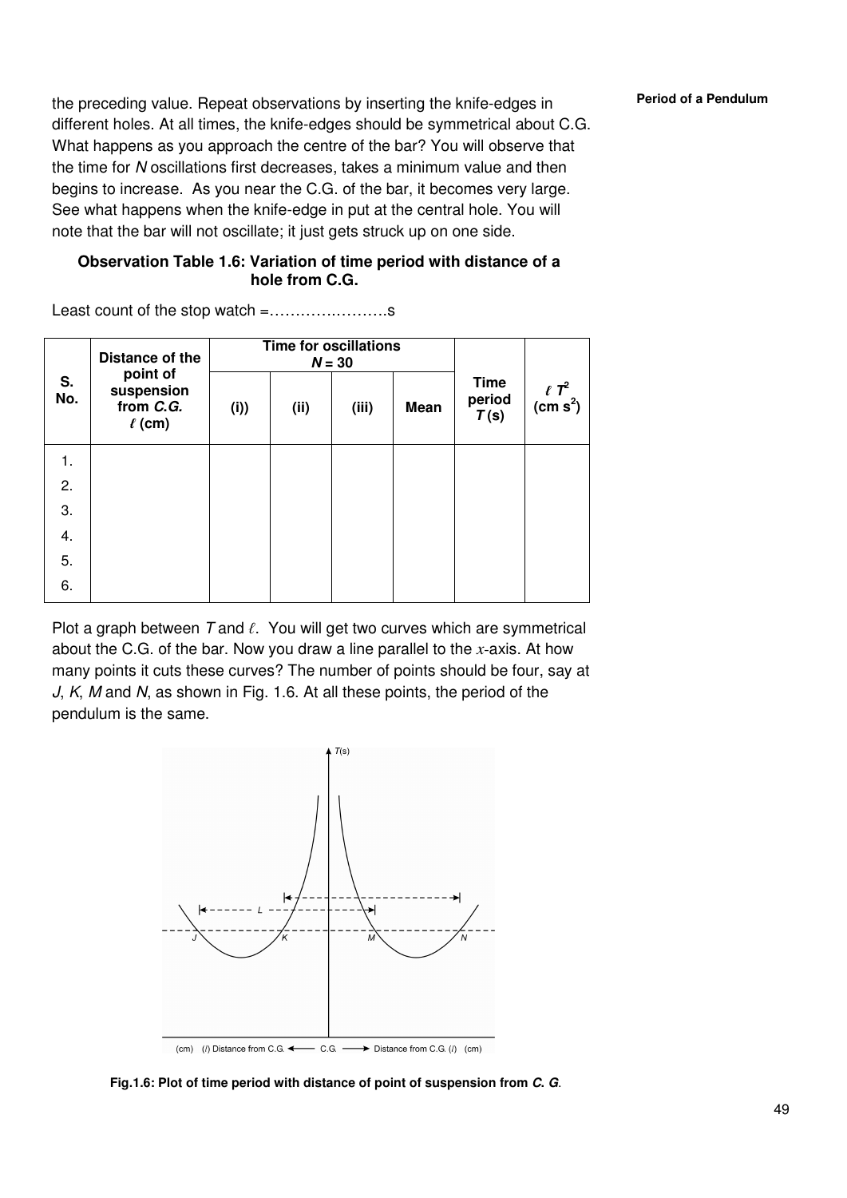the preceding value. Repeat observations by inserting the knife-edges in different holes. At all times, the knife-edges should be symmetrical about C.G. What happens as you approach the centre of the bar? You will observe that the time for *N* oscillations first decreases, takes a minimum value and then begins to increase. As you near the C.G. of the bar, it becomes very large. See what happens when the knife-edge in put at the central hole. You will note that the bar will not oscillate; it just gets struck up on one side.

**Observation Table 1.6: Variation of time period with distance of a hole from C.G.**

Least count of the stop watch =…………..………..s

| S. No. | Distance of the point of suspension from *C.G.* $\ell$ (cm) | Time for oscillations $N = 30$ | | | | Time period $T$ (s) | $\ell T^2$ (cm $s^2$) |
|---|---|---|---|---|---|---|---|
| | | (i) | (ii) | (iii) | Mean | | |
| 1. | | | | | | | |
| 2. | | | | | | | |
| 3. | | | | | | | |
| 4. | | | | | | | |
| 5. | | | | | | | |
| 6. | | | | | | | |

Plot a graph between $T$ and $\ell$. You will get two curves which are symmetrical about the C.G. of the bar. Now you draw a line parallel to the $x$-axis. At how many points it cuts these curves? The number of points should be four, say at *J*, *K*, *M* and *N*, as shown in Fig. 1.6. At all these points, the period of the pendulum is the same.

**Fig.1.6: Plot of time period with distance of point of suspension from *C. G.***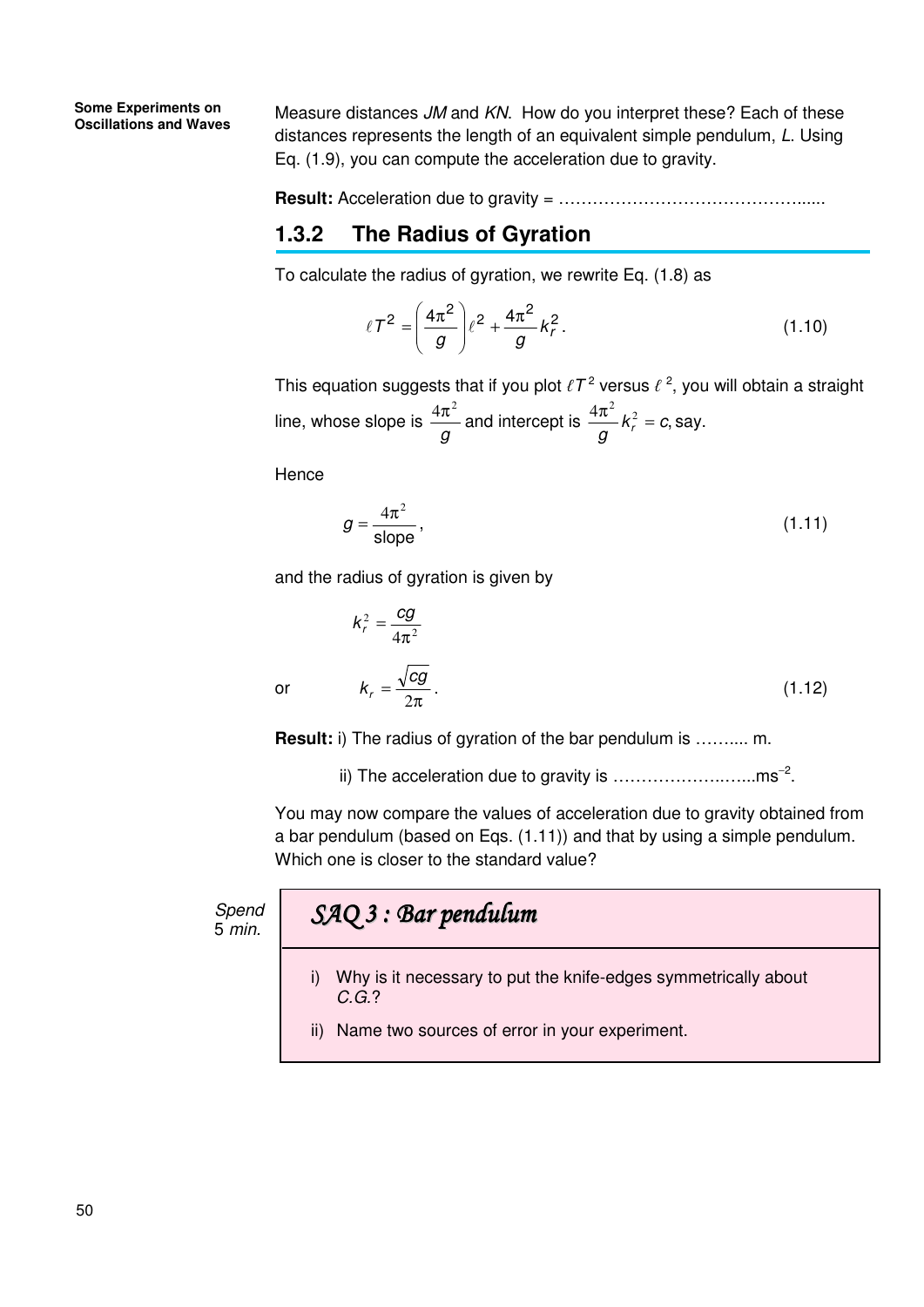Measure distances $JM$ and $KN$. How do you interpret these? Each of these distances represents the length of an equivalent simple pendulum, $L$. Using Eq. (1.9), you can compute the acceleration due to gravity.

**Result:** Acceleration due to gravity = ………………………………………......

### 1.3.2 The Radius of Gyration

To calculate the radius of gyration, we rewrite Eq. (1.8) as

$$\ell T^2 = \left(\frac{4\pi^2}{g}\right)\ell^2 + \frac{4\pi^2}{g}k_r^2. \tag{1.10}$$

This equation suggests that if you plot $\ell T^2$ versus $\ell^2$, you will obtain a straight line, whose slope is $\frac{4\pi^2}{g}$ and intercept is $\frac{4\pi^2}{g}k_r^2 = c$, say.

Hence

$$g = \frac{4\pi^2}{\text{slope}}, \tag{1.11}$$

and the radius of gyration is given by

$$k_r^2 = \frac{cg}{4\pi^2}$$

or

$$k_r = \frac{\sqrt{cg}}{2\pi}. \tag{1.12}$$

**Result:** i) The radius of gyration of the bar pendulum is ……..... m.

ii) The acceleration due to gravity is …………………..…...ms$^{-2}$.

You may now compare the values of acceleration due to gravity obtained from a bar pendulum (based on Eqs. (1.11)) and that by using a simple pendulum. Which one is closer to the standard value?

*Spend 5 min.*

**SAQ 3 : Bar pendulum**

i) Why is it necessary to put the knife-edges symmetrically about *C.G.*?

ii) Name two sources of error in your experiment.